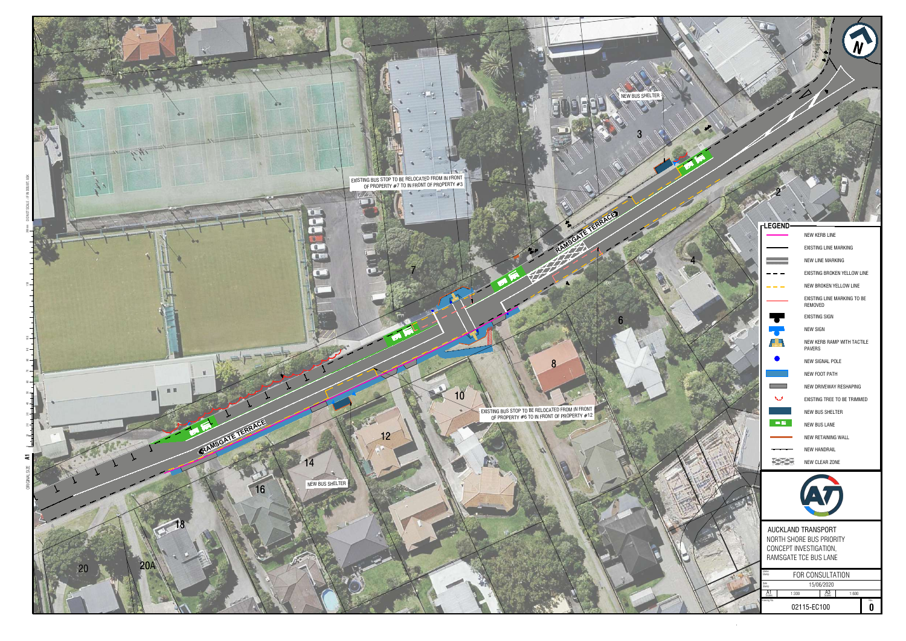EXISTING BUS STOP TO BE RELOCATED FROM IN FRONT OF PROPERTY #7 TO IN FRONT OF PROPERTY #3

NEW BUS SHELTER

RAMSGATE TERRACE

EXISTING BUS STOP TO BE RELOCATED FROM IN FRONT OF PROPERTY #6 TO IN FRONT OF PROPERTY #12

NEW BUS SHELTER

RAMSGATE TERRACE

2, 3, 4, 6, 7, 8, 10, 12, 14, 16, 18, 20, 20A

## LEGEND

- NEW KERB LINE
- EXISTING LINE MARKING
- NEW LINE MARKING
- EXISTING BROKEN YELLOW LINE
- NEW BROKEN YELLOW LINE
- EXISTING LINE MARKING TO BE REMOVED
- EXISTING SIGN
- NEW SIGN
- NEW KERB RAMP WITH TACTILE PAVERS
- NEW SIGNAL POLE
- NEW FOOT PATH
- NEW DRIVEWAY RESHAPING
- EXISTING TREE TO BE TRIMMED
- NEW BUS SHELTER
- NEW BUS LANE
- NEW RETAINING WALL
- NEW HANDRAIL
- NEW CLEAR ZONE

AUCKLAND TRANSPORT
NORTH SHORE BUS PRIORITY
CONCEPT INVESTIGATION,
RAMSGATE TCE BUS LANE

| | |
|---|---|
| Status | FOR CONSULTATION |
| Date | 15/06/2020 |
| A1 | 1:300 |
| A3 | 1:600 |
| Drawing No. | 02115-EC100 |
| Rev. | 0 |

ORIGINAL SIZE A1

DO NOT SCALE - IF IN DOUBT ASK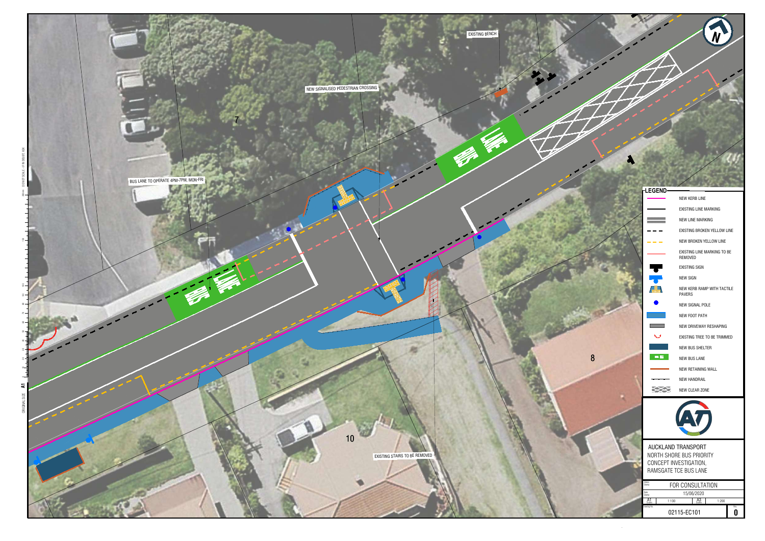EXISTING BENCH

NEW SIGNALISED PEDESTRIAN CROSSING

BUS LANE TO OPERATE 4PM-7PM, MON-FRI

EXISTING STAIRS TO BE REMOVED

7

8

10

## LEGEND

- NEW KERB LINE
- EXISTING LINE MARKING
- NEW LINE MARKING
- EXISTING BROKEN YELLOW LINE
- NEW BROKEN YELLOW LINE
- EXISTING LINE MARKING TO BE REMOVED
- EXISTING SIGN
- NEW SIGN
- NEW KERB RAMP WITH TACTILE PAVERS
- NEW SIGNAL POLE
- NEW FOOT PATH
- NEW DRIVEWAY RESHAPING
- EXISTING TREE TO BE TRIMMED
- NEW BUS SHELTER
- NEW BUS LANE
- NEW RETAINING WALL
- NEW HANDRAIL
- NEW CLEAR ZONE

AUCKLAND TRANSPORT

NORTH SHORE BUS PRIORITY CONCEPT INVESTIGATION.

RAMSGATE TCE BUS LANE

| | | | |
|---|---|---|---|
| Status | FOR CONSULTATION | | |
| Date | 15/06/2020 | | |
| A1 | 1:100 | A3 | 1:200 |
| Drawing No. | 02115-EC101 | Rev. | 0 |

ORIGINAL SIZE A1

DO NOT SCALE - IF IN DOUBT ASK